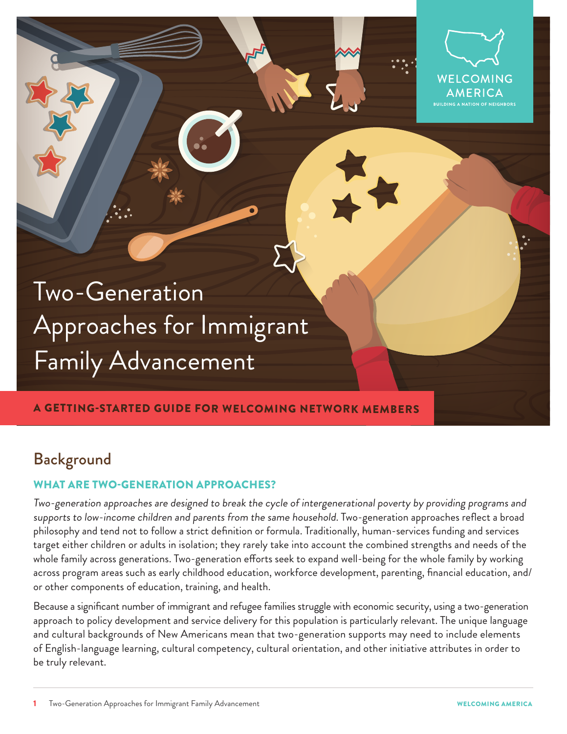WELCOMING AMERICA

BUILDING A NATION OF NEIGHBORS

# Two-Generation Approaches for Immigrant Family Advancement

**A GETTING-STARTED GUIDE FOR WELCOMING NETWORK MEMBERS**

## Background

### WHAT ARE TWO-GENERATION APPROACHES?

*Two-generation approaches are designed to break the cycle of intergenerational poverty by providing programs and supports to low-income children and parents from the same household.* Two-generation approaches reflect a broad philosophy and tend not to follow a strict definition or formula. Traditionally, human-services funding and services target either children or adults in isolation; they rarely take into account the combined strengths and needs of the whole family across generations. Two-generation efforts seek to expand well-being for the whole family by working across program areas such as early childhood education, workforce development, parenting, financial education, and/or other components of education, training, and health.

Because a significant number of immigrant and refugee families struggle with economic security, using a two-generation approach to policy development and service delivery for this population is particularly relevant. The unique language and cultural backgrounds of New Americans mean that two-generation supports may need to include elements of English-language learning, cultural competency, cultural orientation, and other initiative attributes in order to be truly relevant.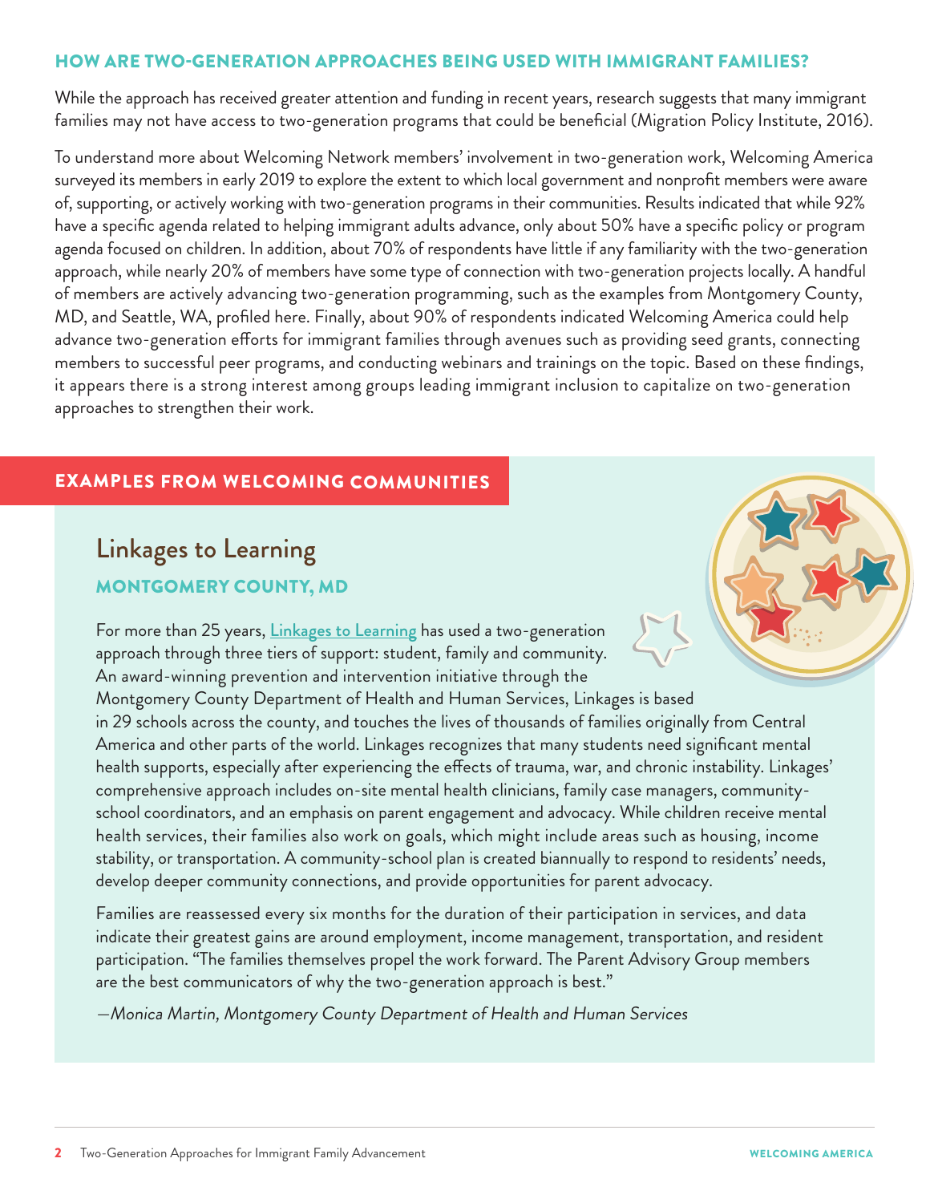## HOW ARE TWO-GENERATION APPROACHES BEING USED WITH IMMIGRANT FAMILIES?

While the approach has received greater attention and funding in recent years, research suggests that many immigrant families may not have access to two-generation programs that could be beneficial (Migration Policy Institute, 2016).

To understand more about Welcoming Network members' involvement in two-generation work, Welcoming America surveyed its members in early 2019 to explore the extent to which local government and nonprofit members were aware of, supporting, or actively working with two-generation programs in their communities. Results indicated that while 92% have a specific agenda related to helping immigrant adults advance, only about 50% have a specific policy or program agenda focused on children. In addition, about 70% of respondents have little if any familiarity with the two-generation approach, while nearly 20% of members have some type of connection with two-generation projects locally. A handful of members are actively advancing two-generation programming, such as the examples from Montgomery County, MD, and Seattle, WA, profiled here. Finally, about 90% of respondents indicated Welcoming America could help advance two-generation efforts for immigrant families through avenues such as providing seed grants, connecting members to successful peer programs, and conducting webinars and trainings on the topic. Based on these findings, it appears there is a strong interest among groups leading immigrant inclusion to capitalize on two-generation approaches to strengthen their work.

## EXAMPLES FROM WELCOMING COMMUNITIES

### Linkages to Learning

#### MONTGOMERY COUNTY, MD

For more than 25 years, Linkages to Learning has used a two-generation approach through three tiers of support: student, family and community. An award-winning prevention and intervention initiative through the Montgomery County Department of Health and Human Services, Linkages is based in 29 schools across the county, and touches the lives of thousands of families originally from Central America and other parts of the world. Linkages recognizes that many students need significant mental health supports, especially after experiencing the effects of trauma, war, and chronic instability. Linkages' comprehensive approach includes on-site mental health clinicians, family case managers, community-school coordinators, and an emphasis on parent engagement and advocacy. While children receive mental health services, their families also work on goals, which might include areas such as housing, income stability, or transportation. A community-school plan is created biannually to respond to residents' needs, develop deeper community connections, and provide opportunities for parent advocacy.

Families are reassessed every six months for the duration of their participation in services, and data indicate their greatest gains are around employment, income management, transportation, and resident participation. "The families themselves propel the work forward. The Parent Advisory Group members are the best communicators of why the two-generation approach is best."

*—Monica Martin, Montgomery County Department of Health and Human Services*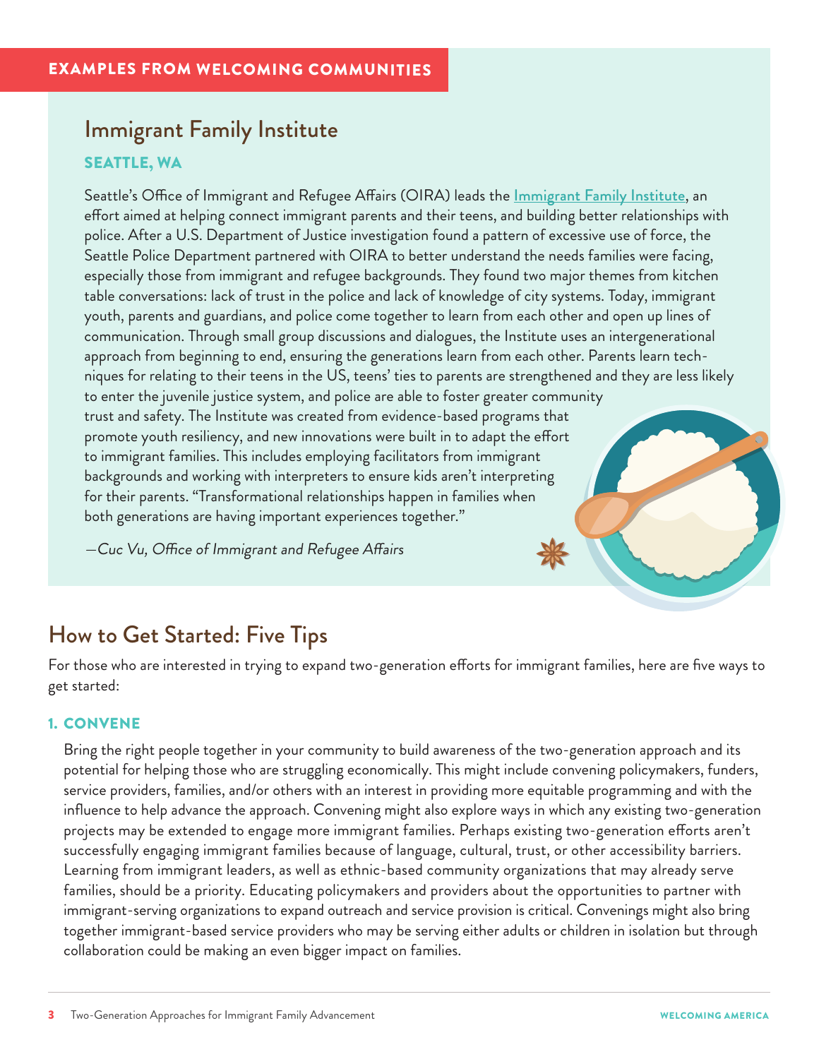EXAMPLES FROM WELCOMING COMMUNITIES

## Immigrant Family Institute

### SEATTLE, WA

Seattle's Office of Immigrant and Refugee Affairs (OIRA) leads the Immigrant Family Institute, an effort aimed at helping connect immigrant parents and their teens, and building better relationships with police. After a U.S. Department of Justice investigation found a pattern of excessive use of force, the Seattle Police Department partnered with OIRA to better understand the needs families were facing, especially those from immigrant and refugee backgrounds. They found two major themes from kitchen table conversations: lack of trust in the police and lack of knowledge of city systems. Today, immigrant youth, parents and guardians, and police come together to learn from each other and open up lines of communication. Through small group discussions and dialogues, the Institute uses an intergenerational approach from beginning to end, ensuring the generations learn from each other. Parents learn techniques for relating to their teens in the US, teens' ties to parents are strengthened and they are less likely to enter the juvenile justice system, and police are able to foster greater community trust and safety. The Institute was created from evidence-based programs that promote youth resiliency, and new innovations were built in to adapt the effort to immigrant families. This includes employing facilitators from immigrant backgrounds and working with interpreters to ensure kids aren't interpreting for their parents. "Transformational relationships happen in families when both generations are having important experiences together."

*—Cuc Vu, Office of Immigrant and Refugee Affairs*

## How to Get Started: Five Tips

For those who are interested in trying to expand two-generation efforts for immigrant families, here are five ways to get started:

### 1. CONVENE

Bring the right people together in your community to build awareness of the two-generation approach and its potential for helping those who are struggling economically. This might include convening policymakers, funders, service providers, families, and/or others with an interest in providing more equitable programming and with the influence to help advance the approach. Convening might also explore ways in which any existing two-generation projects may be extended to engage more immigrant families. Perhaps existing two-generation efforts aren't successfully engaging immigrant families because of language, cultural, trust, or other accessibility barriers. Learning from immigrant leaders, as well as ethnic-based community organizations that may already serve families, should be a priority. Educating policymakers and providers about the opportunities to partner with immigrant-serving organizations to expand outreach and service provision is critical. Convenings might also bring together immigrant-based service providers who may be serving either adults or children in isolation but through collaboration could be making an even bigger impact on families.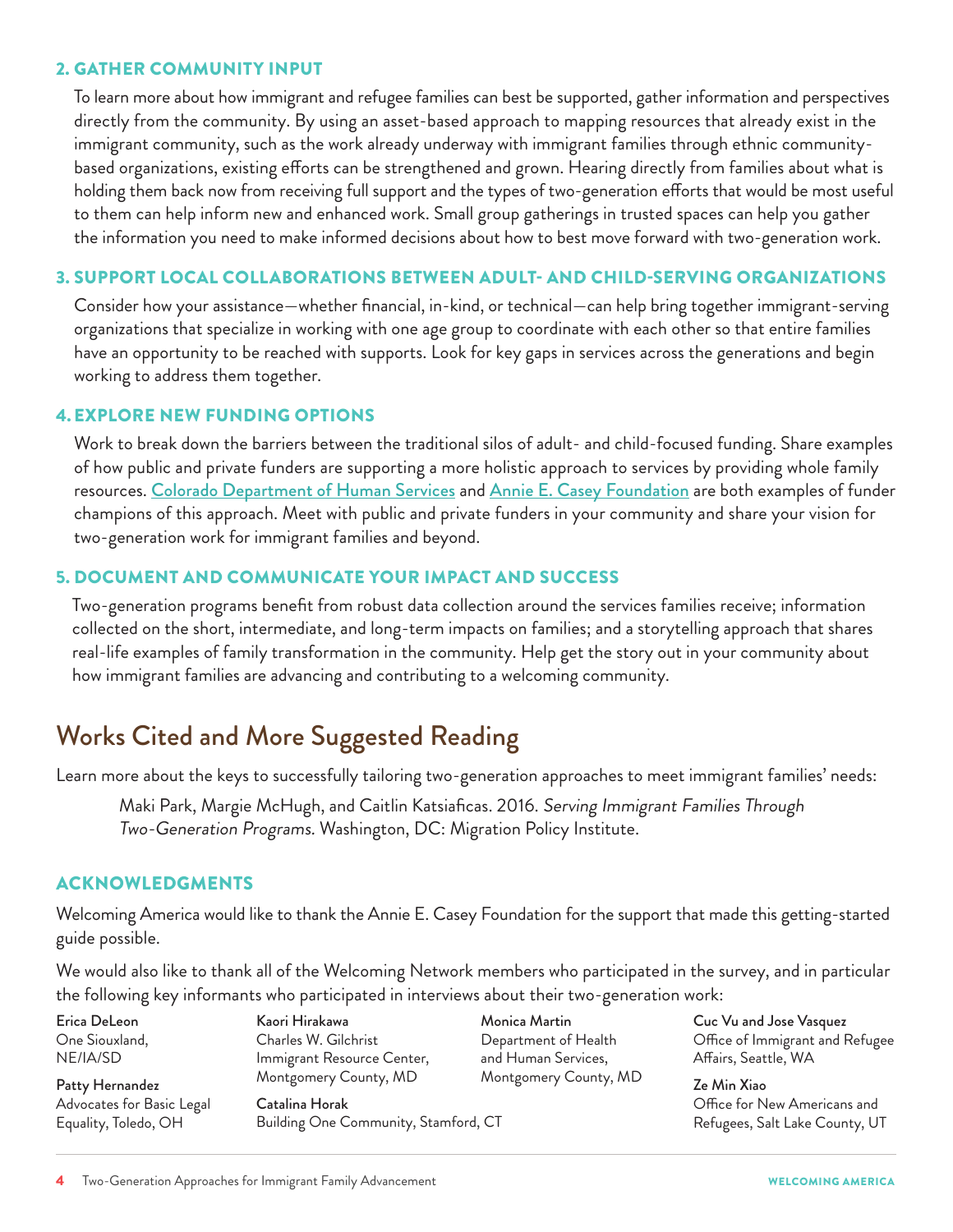### 2. GATHER COMMUNITY INPUT

To learn more about how immigrant and refugee families can best be supported, gather information and perspectives directly from the community. By using an asset-based approach to mapping resources that already exist in the immigrant community, such as the work already underway with immigrant families through ethnic community-based organizations, existing efforts can be strengthened and grown. Hearing directly from families about what is holding them back now from receiving full support and the types of two-generation efforts that would be most useful to them can help inform new and enhanced work. Small group gatherings in trusted spaces can help you gather the information you need to make informed decisions about how to best move forward with two-generation work.

### 3. SUPPORT LOCAL COLLABORATIONS BETWEEN ADULT- AND CHILD-SERVING ORGANIZATIONS

Consider how your assistance—whether financial, in-kind, or technical—can help bring together immigrant-serving organizations that specialize in working with one age group to coordinate with each other so that entire families have an opportunity to be reached with supports. Look for key gaps in services across the generations and begin working to address them together.

### 4. EXPLORE NEW FUNDING OPTIONS

Work to break down the barriers between the traditional silos of adult- and child-focused funding. Share examples of how public and private funders are supporting a more holistic approach to services by providing whole family resources. Colorado Department of Human Services and Annie E. Casey Foundation are both examples of funder champions of this approach. Meet with public and private funders in your community and share your vision for two-generation work for immigrant families and beyond.

### 5. DOCUMENT AND COMMUNICATE YOUR IMPACT AND SUCCESS

Two-generation programs benefit from robust data collection around the services families receive; information collected on the short, intermediate, and long-term impacts on families; and a storytelling approach that shares real-life examples of family transformation in the community. Help get the story out in your community about how immigrant families are advancing and contributing to a welcoming community.

## Works Cited and More Suggested Reading

Learn more about the keys to successfully tailoring two-generation approaches to meet immigrant families' needs:

Maki Park, Margie McHugh, and Caitlin Katsiaficas. 2016. *Serving Immigrant Families Through Two-Generation Programs.* Washington, DC: Migration Policy Institute.

### ACKNOWLEDGMENTS

Welcoming America would like to thank the Annie E. Casey Foundation for the support that made this getting-started guide possible.

We would also like to thank all of the Welcoming Network members who participated in the survey, and in particular the following key informants who participated in interviews about their two-generation work:

**Erica DeLeon**
One Siouxland, NE/IA/SD

**Patty Hernandez**
Advocates for Basic Legal Equality, Toledo, OH

**Kaori Hirakawa**
Charles W. Gilchrist Immigrant Resource Center, Montgomery County, MD

**Catalina Horak**
Building One Community, Stamford, CT

**Monica Martin**
Department of Health and Human Services, Montgomery County, MD

**Cuc Vu and Jose Vasquez**
Office of Immigrant and Refugee Affairs, Seattle, WA

**Ze Min Xiao**
Office for New Americans and Refugees, Salt Lake County, UT